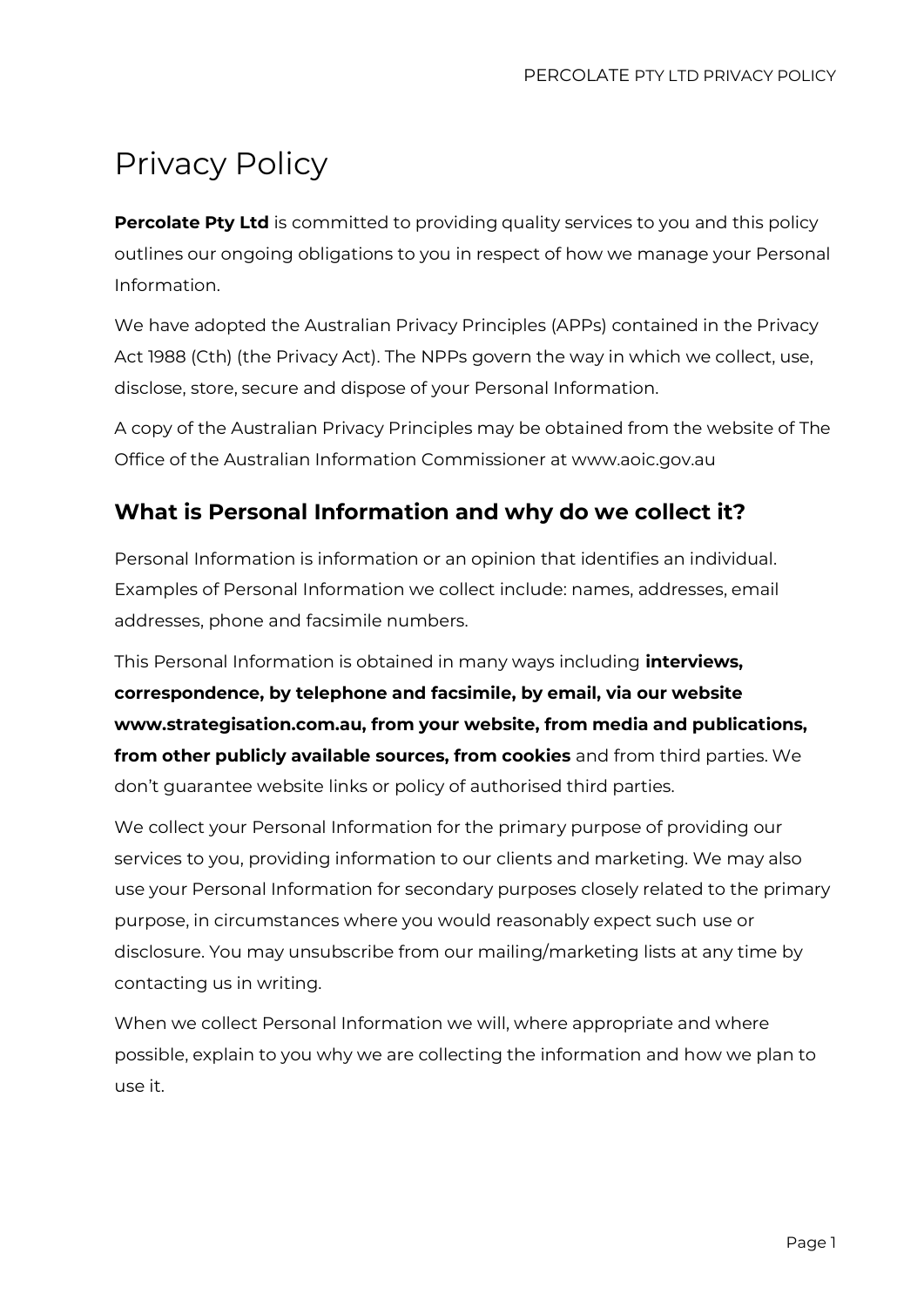# Privacy Policy

**Percolate Pty Ltd** is committed to providing quality services to you and this policy outlines our ongoing obligations to you in respect of how we manage your Personal Information.

We have adopted the Australian Privacy Principles (APPs) contained in the Privacy Act 1988 (Cth) (the Privacy Act). The NPPs govern the way in which we collect, use, disclose, store, secure and dispose of your Personal Information.

A copy of the Australian Privacy Principles may be obtained from the website of The Office of the Australian Information Commissioner at www.aoic.gov.au

## What is Personal Information and why do we collect it?

Personal Information is information or an opinion that identifies an individual. Examples of Personal Information we collect include: names, addresses, email addresses, phone and facsimile numbers.

This Personal Information is obtained in many ways including **interviews, correspondence, by telephone and facsimile, by email, via our website www.strategisation.com.au, from your website, from media and publications, from other publicly available sources, from cookies** and from third parties. We don't guarantee website links or policy of authorised third parties.

We collect your Personal Information for the primary purpose of providing our services to you, providing information to our clients and marketing. We may also use your Personal Information for secondary purposes closely related to the primary purpose, in circumstances where you would reasonably expect such use or disclosure. You may unsubscribe from our mailing/marketing lists at any time by contacting us in writing.

When we collect Personal Information we will, where appropriate and where possible, explain to you why we are collecting the information and how we plan to use it.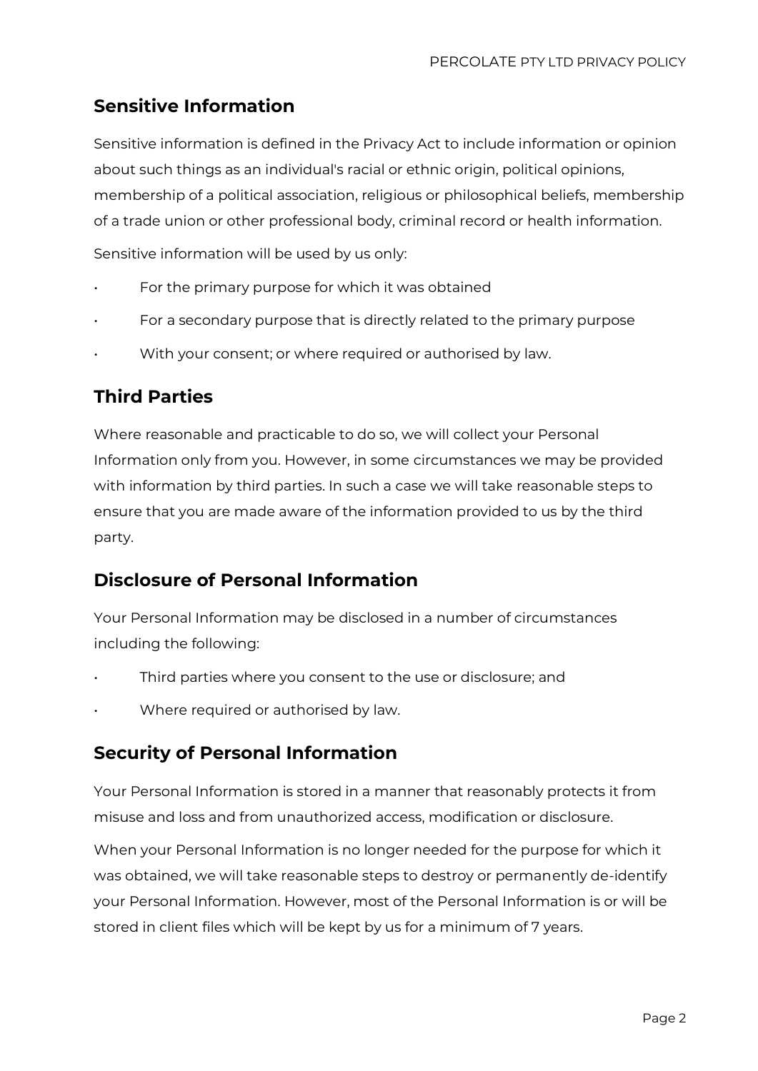## Sensitive Information

Sensitive information is defined in the Privacy Act to include information or opinion about such things as an individual's racial or ethnic origin, political opinions, membership of a political association, religious or philosophical beliefs, membership of a trade union or other professional body, criminal record or health information.

Sensitive information will be used by us only:

- For the primary purpose for which it was obtained
- For a secondary purpose that is directly related to the primary purpose
- With your consent; or where required or authorised by law.

## Third Parties

Where reasonable and practicable to do so, we will collect your Personal Information only from you. However, in some circumstances we may be provided with information by third parties. In such a case we will take reasonable steps to ensure that you are made aware of the information provided to us by the third party.

## Disclosure of Personal Information

Your Personal Information may be disclosed in a number of circumstances including the following:

- Third parties where you consent to the use or disclosure; and
- Where required or authorised by law.

## Security of Personal Information

Your Personal Information is stored in a manner that reasonably protects it from misuse and loss and from unauthorized access, modification or disclosure.

When your Personal Information is no longer needed for the purpose for which it was obtained, we will take reasonable steps to destroy or permanently de-identify your Personal Information. However, most of the Personal Information is or will be stored in client files which will be kept by us for a minimum of 7 years.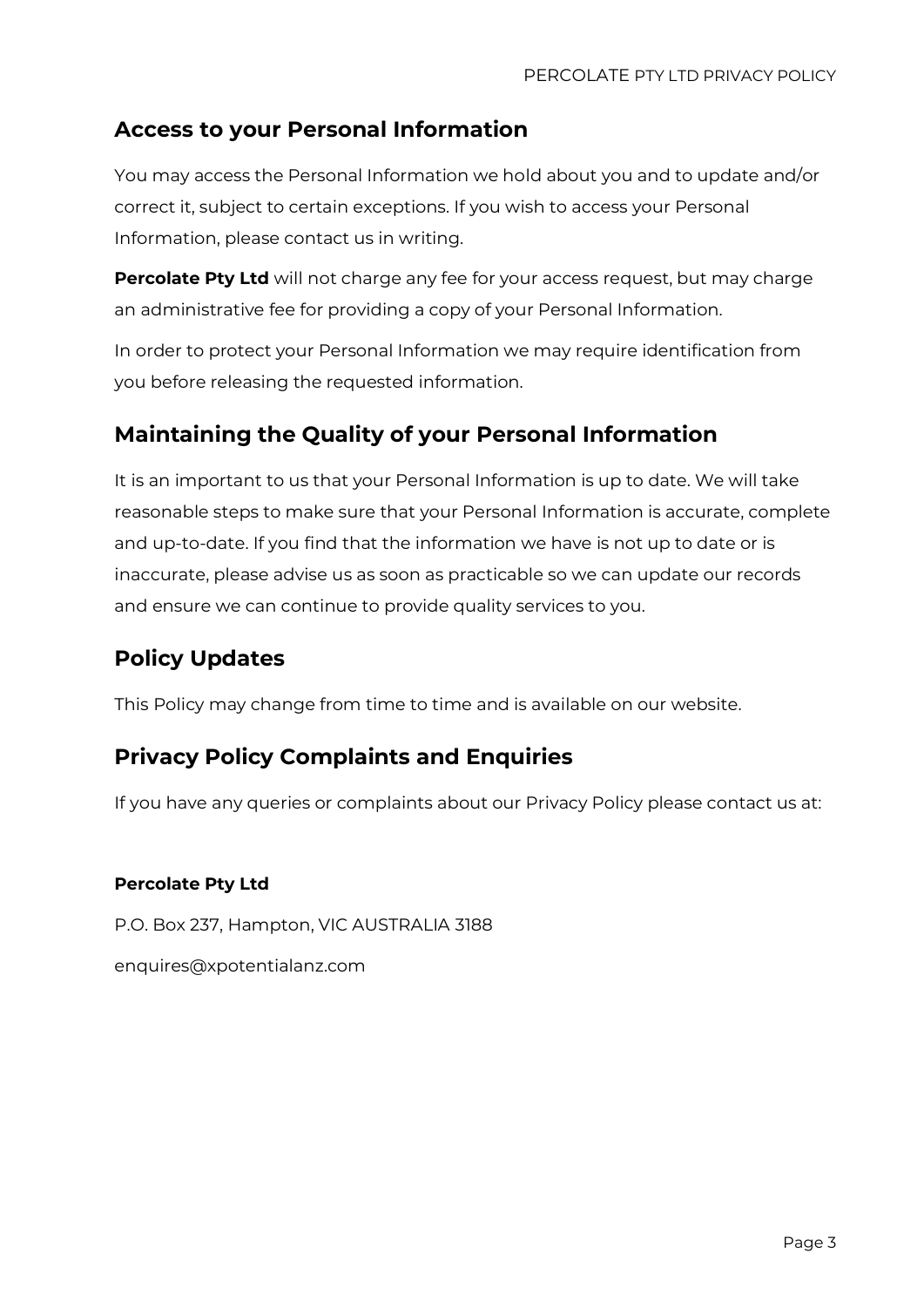## Access to your Personal Information

You may access the Personal Information we hold about you and to update and/or correct it, subject to certain exceptions. If you wish to access your Personal Information, please contact us in writing.

**Percolate Pty Ltd** will not charge any fee for your access request, but may charge an administrative fee for providing a copy of your Personal Information.

In order to protect your Personal Information we may require identification from you before releasing the requested information.

## Maintaining the Quality of your Personal Information

It is an important to us that your Personal Information is up to date. We will take reasonable steps to make sure that your Personal Information is accurate, complete and up-to-date. If you find that the information we have is not up to date or is inaccurate, please advise us as soon as practicable so we can update our records and ensure we can continue to provide quality services to you.

## Policy Updates

This Policy may change from time to time and is available on our website.

## Privacy Policy Complaints and Enquiries

If you have any queries or complaints about our Privacy Policy please contact us at:

**Percolate Pty Ltd**

P.O. Box 237, Hampton, VIC AUSTRALIA 3188

enquires@xpotentialanz.com